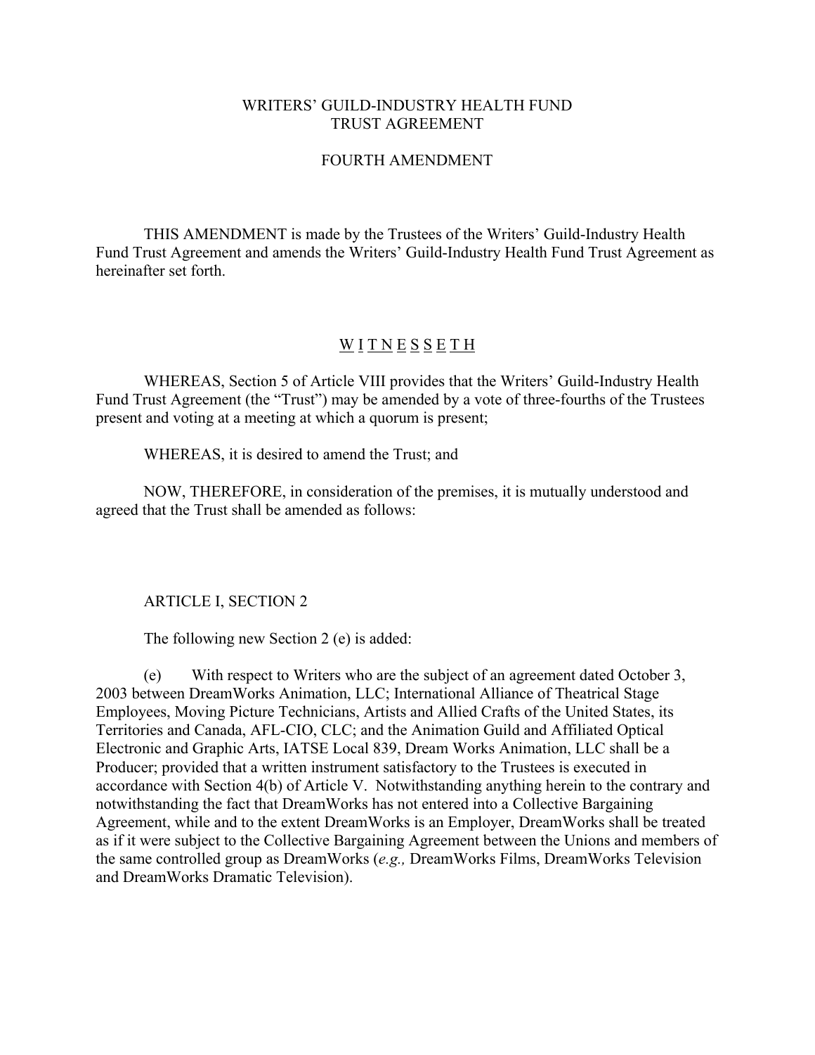# WRITERS' GUILD-INDUSTRY HEALTH FUND TRUST AGREEMENT

## FOURTH AMENDMENT

THIS AMENDMENT is made by the Trustees of the Writers' Guild-Industry Health Fund Trust Agreement and amends the Writers' Guild-Industry Health Fund Trust Agreement as hereinafter set forth.

## W I T N E S S E T H

WHEREAS, Section 5 of Article VIII provides that the Writers' Guild-Industry Health Fund Trust Agreement (the "Trust") may be amended by a vote of three-fourths of the Trustees present and voting at a meeting at which a quorum is present;

WHEREAS, it is desired to amend the Trust; and

NOW, THEREFORE, in consideration of the premises, it is mutually understood and agreed that the Trust shall be amended as follows:

ARTICLE I, SECTION 2

The following new Section 2 (e) is added:

(e) With respect to Writers who are the subject of an agreement dated October 3, 2003 between DreamWorks Animation, LLC; International Alliance of Theatrical Stage Employees, Moving Picture Technicians, Artists and Allied Crafts of the United States, its Territories and Canada, AFL-CIO, CLC; and the Animation Guild and Affiliated Optical Electronic and Graphic Arts, IATSE Local 839, Dream Works Animation, LLC shall be a Producer; provided that a written instrument satisfactory to the Trustees is executed in accordance with Section 4(b) of Article V. Notwithstanding anything herein to the contrary and notwithstanding the fact that DreamWorks has not entered into a Collective Bargaining Agreement, while and to the extent DreamWorks is an Employer, DreamWorks shall be treated as if it were subject to the Collective Bargaining Agreement between the Unions and members of the same controlled group as DreamWorks (*e.g.,* DreamWorks Films, DreamWorks Television and DreamWorks Dramatic Television).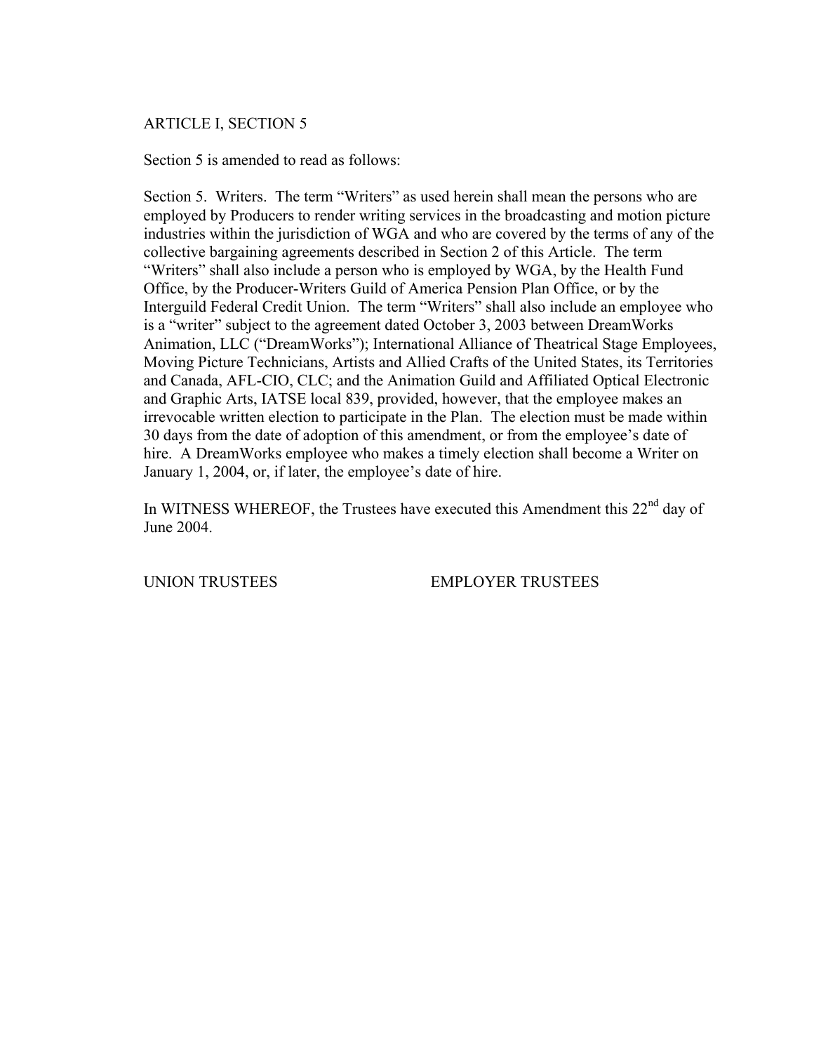ARTICLE I, SECTION 5

Section 5 is amended to read as follows:

Section 5. Writers. The term "Writers" as used herein shall mean the persons who are employed by Producers to render writing services in the broadcasting and motion picture industries within the jurisdiction of WGA and who are covered by the terms of any of the collective bargaining agreements described in Section 2 of this Article. The term "Writers" shall also include a person who is employed by WGA, by the Health Fund Office, by the Producer-Writers Guild of America Pension Plan Office, or by the Interguild Federal Credit Union. The term "Writers" shall also include an employee who is a "writer" subject to the agreement dated October 3, 2003 between DreamWorks Animation, LLC ("DreamWorks"); International Alliance of Theatrical Stage Employees, Moving Picture Technicians, Artists and Allied Crafts of the United States, its Territories and Canada, AFL-CIO, CLC; and the Animation Guild and Affiliated Optical Electronic and Graphic Arts, IATSE local 839, provided, however, that the employee makes an irrevocable written election to participate in the Plan. The election must be made within 30 days from the date of adoption of this amendment, or from the employee's date of hire. A DreamWorks employee who makes a timely election shall become a Writer on January 1, 2004, or, if later, the employee's date of hire.

In WITNESS WHEREOF, the Trustees have executed this Amendment this 22nd day of June 2004.

UNION TRUSTEES

EMPLOYER TRUSTEES